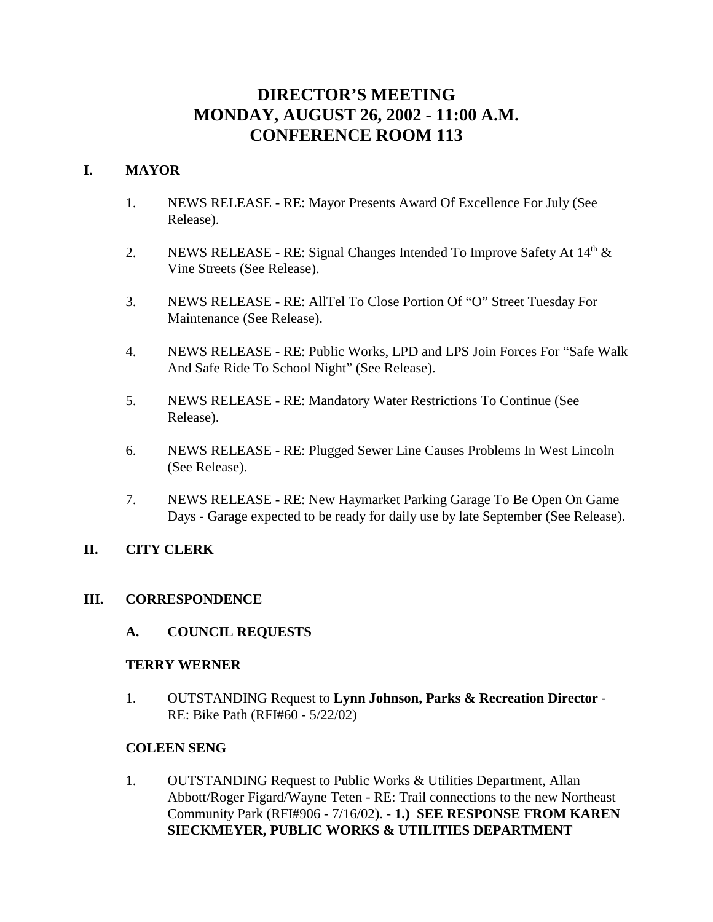# DIRECTOR'S MEETING
# MONDAY, AUGUST 26, 2002 - 11:00 A.M.
# CONFERENCE ROOM 113

## I. MAYOR

1. NEWS RELEASE - RE: Mayor Presents Award Of Excellence For July (See Release).

2. NEWS RELEASE - RE: Signal Changes Intended To Improve Safety At 14th & Vine Streets (See Release).

3. NEWS RELEASE - RE: AllTel To Close Portion Of "O" Street Tuesday For Maintenance (See Release).

4. NEWS RELEASE - RE: Public Works, LPD and LPS Join Forces For "Safe Walk And Safe Ride To School Night" (See Release).

5. NEWS RELEASE - RE: Mandatory Water Restrictions To Continue (See Release).

6. NEWS RELEASE - RE: Plugged Sewer Line Causes Problems In West Lincoln (See Release).

7. NEWS RELEASE - RE: New Haymarket Parking Garage To Be Open On Game Days - Garage expected to be ready for daily use by late September (See Release).

## II. CITY CLERK

## III. CORRESPONDENCE

### A. COUNCIL REQUESTS

**TERRY WERNER**

1. OUTSTANDING Request to **Lynn Johnson, Parks & Recreation Director** - RE: Bike Path (RFI#60 - 5/22/02)

**COLEEN SENG**

1. OUTSTANDING Request to Public Works & Utilities Department, Allan Abbott/Roger Figard/Wayne Teten - RE: Trail connections to the new Northeast Community Park (RFI#906 - 7/16/02). - **1.) SEE RESPONSE FROM KAREN SIECKMEYER, PUBLIC WORKS & UTILITIES DEPARTMENT**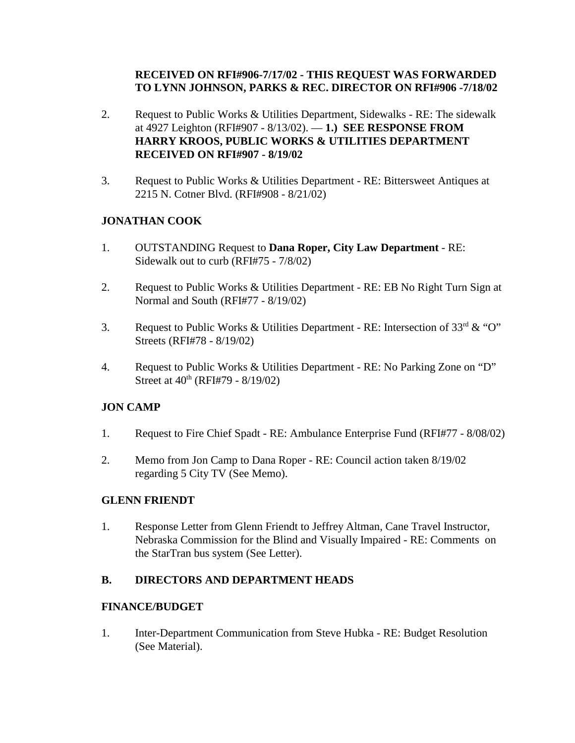**RECEIVED ON RFI#906-7/17/02 - THIS REQUEST WAS FORWARDED TO LYNN JOHNSON, PARKS & REC. DIRECTOR ON RFI#906 -7/18/02**

2. Request to Public Works & Utilities Department, Sidewalks - RE: The sidewalk at 4927 Leighton (RFI#907 - 8/13/02). — **1.) SEE RESPONSE FROM HARRY KROOS, PUBLIC WORKS & UTILITIES DEPARTMENT RECEIVED ON RFI#907 - 8/19/02**

3. Request to Public Works & Utilities Department - RE: Bittersweet Antiques at 2215 N. Cotner Blvd. (RFI#908 - 8/21/02)

**JONATHAN COOK**

1. OUTSTANDING Request to **Dana Roper, City Law Department** - RE: Sidewalk out to curb (RFI#75 - 7/8/02)

2. Request to Public Works & Utilities Department - RE: EB No Right Turn Sign at Normal and South (RFI#77 - 8/19/02)

3. Request to Public Works & Utilities Department - RE: Intersection of 33rd & "O" Streets (RFI#78 - 8/19/02)

4. Request to Public Works & Utilities Department - RE: No Parking Zone on "D" Street at 40th (RFI#79 - 8/19/02)

**JON CAMP**

1. Request to Fire Chief Spadt - RE: Ambulance Enterprise Fund (RFI#77 - 8/08/02)

2. Memo from Jon Camp to Dana Roper - RE: Council action taken 8/19/02 regarding 5 City TV (See Memo).

**GLENN FRIENDT**

1. Response Letter from Glenn Friendt to Jeffrey Altman, Cane Travel Instructor, Nebraska Commission for the Blind and Visually Impaired - RE: Comments on the StarTran bus system (See Letter).

**B. DIRECTORS AND DEPARTMENT HEADS**

**FINANCE/BUDGET**

1. Inter-Department Communication from Steve Hubka - RE: Budget Resolution (See Material).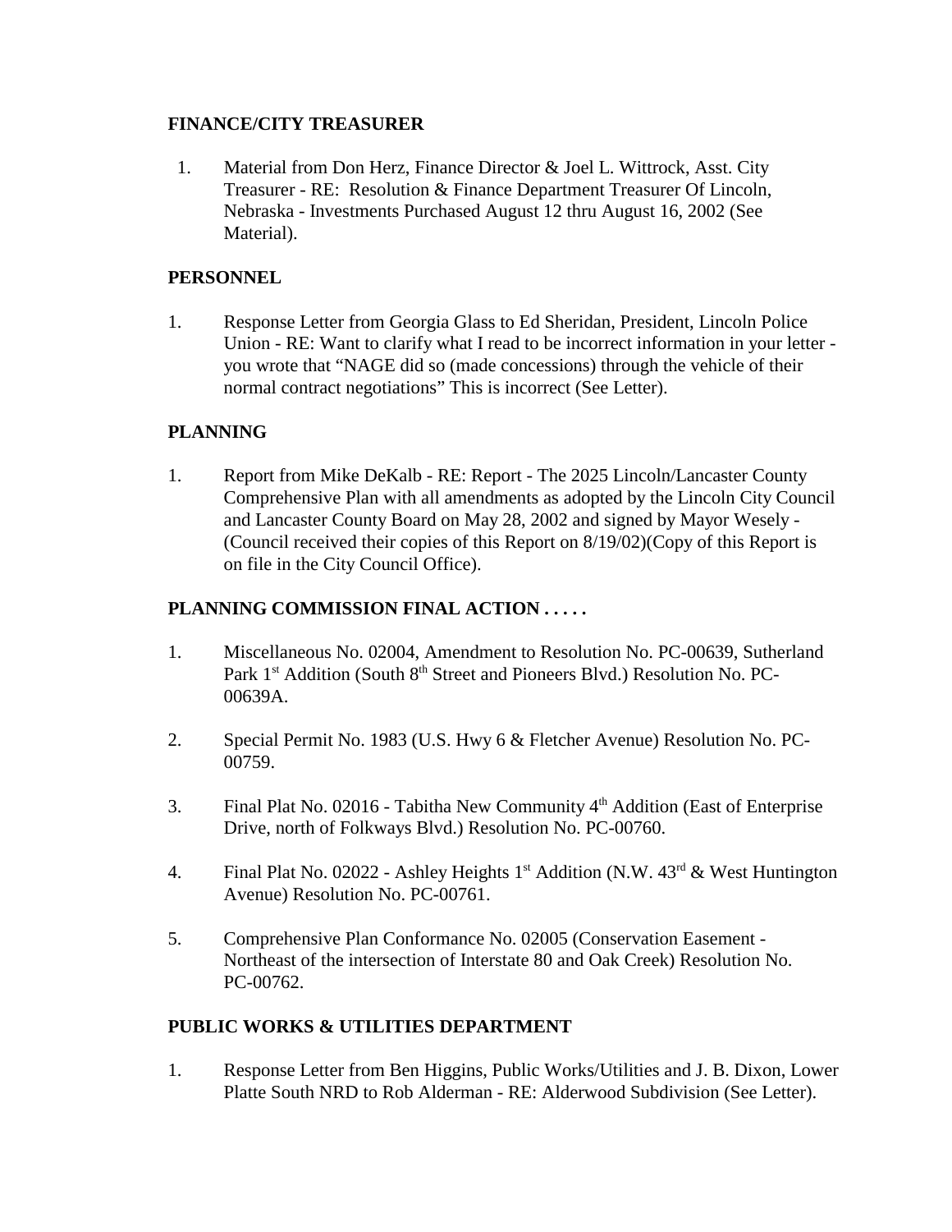**FINANCE/CITY TREASURER**

1. Material from Don Herz, Finance Director & Joel L. Wittrock, Asst. City Treasurer - RE: Resolution & Finance Department Treasurer Of Lincoln, Nebraska - Investments Purchased August 12 thru August 16, 2002 (See Material).

**PERSONNEL**

1. Response Letter from Georgia Glass to Ed Sheridan, President, Lincoln Police Union - RE: Want to clarify what I read to be incorrect information in your letter - you wrote that "NAGE did so (made concessions) through the vehicle of their normal contract negotiations" This is incorrect (See Letter).

**PLANNING**

1. Report from Mike DeKalb - RE: Report - The 2025 Lincoln/Lancaster County Comprehensive Plan with all amendments as adopted by the Lincoln City Council and Lancaster County Board on May 28, 2002 and signed by Mayor Wesely - (Council received their copies of this Report on 8/19/02)(Copy of this Report is on file in the City Council Office).

**PLANNING COMMISSION FINAL ACTION . . . . .**

1. Miscellaneous No. 02004, Amendment to Resolution No. PC-00639, Sutherland Park 1st Addition (South 8th Street and Pioneers Blvd.) Resolution No. PC-00639A.

2. Special Permit No. 1983 (U.S. Hwy 6 & Fletcher Avenue) Resolution No. PC-00759.

3. Final Plat No. 02016 - Tabitha New Community 4th Addition (East of Enterprise Drive, north of Folkways Blvd.) Resolution No. PC-00760.

4. Final Plat No. 02022 - Ashley Heights 1st Addition (N.W. 43rd & West Huntington Avenue) Resolution No. PC-00761.

5. Comprehensive Plan Conformance No. 02005 (Conservation Easement - Northeast of the intersection of Interstate 80 and Oak Creek) Resolution No. PC-00762.

**PUBLIC WORKS & UTILITIES DEPARTMENT**

1. Response Letter from Ben Higgins, Public Works/Utilities and J. B. Dixon, Lower Platte South NRD to Rob Alderman - RE: Alderwood Subdivision (See Letter).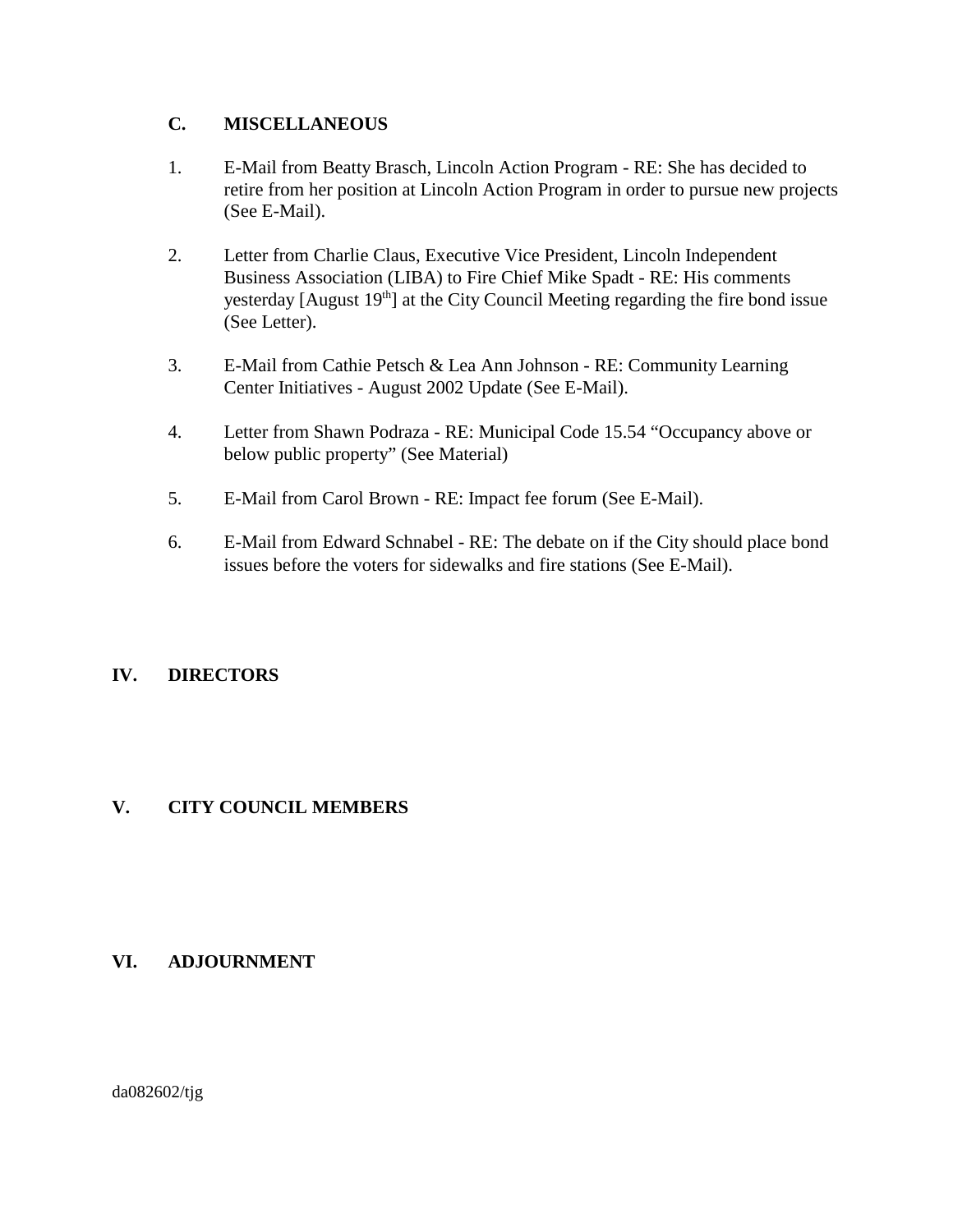### C. MISCELLANEOUS

1. E-Mail from Beatty Brasch, Lincoln Action Program - RE: She has decided to retire from her position at Lincoln Action Program in order to pursue new projects (See E-Mail).

2. Letter from Charlie Claus, Executive Vice President, Lincoln Independent Business Association (LIBA) to Fire Chief Mike Spadt - RE: His comments yesterday [August 19th] at the City Council Meeting regarding the fire bond issue (See Letter).

3. E-Mail from Cathie Petsch & Lea Ann Johnson - RE: Community Learning Center Initiatives - August 2002 Update (See E-Mail).

4. Letter from Shawn Podraza - RE: Municipal Code 15.54 "Occupancy above or below public property" (See Material)

5. E-Mail from Carol Brown - RE: Impact fee forum (See E-Mail).

6. E-Mail from Edward Schnabel - RE: The debate on if the City should place bond issues before the voters for sidewalks and fire stations (See E-Mail).

## IV. DIRECTORS

## V. CITY COUNCIL MEMBERS

## VI. ADJOURNMENT

da082602/tjg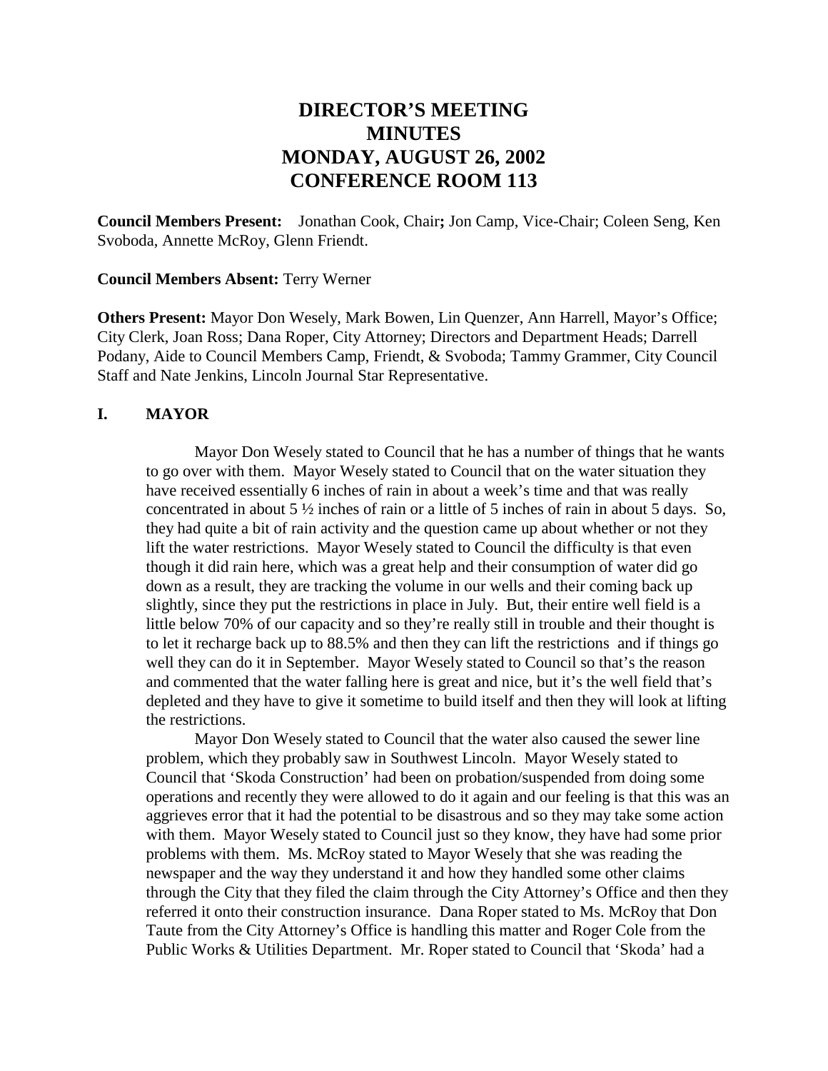# DIRECTOR'S MEETING MINUTES MONDAY, AUGUST 26, 2002 CONFERENCE ROOM 113

**Council Members Present:** Jonathan Cook, Chair**;** Jon Camp, Vice-Chair; Coleen Seng, Ken Svoboda, Annette McRoy, Glenn Friendt.

**Council Members Absent:** Terry Werner

**Others Present:** Mayor Don Wesely, Mark Bowen, Lin Quenzer, Ann Harrell, Mayor's Office; City Clerk, Joan Ross; Dana Roper, City Attorney; Directors and Department Heads; Darrell Podany, Aide to Council Members Camp, Friendt, & Svoboda; Tammy Grammer, City Council Staff and Nate Jenkins, Lincoln Journal Star Representative.

## I. MAYOR

Mayor Don Wesely stated to Council that he has a number of things that he wants to go over with them. Mayor Wesely stated to Council that on the water situation they have received essentially 6 inches of rain in about a week's time and that was really concentrated in about 5 ½ inches of rain or a little of 5 inches of rain in about 5 days. So, they had quite a bit of rain activity and the question came up about whether or not they lift the water restrictions. Mayor Wesely stated to Council the difficulty is that even though it did rain here, which was a great help and their consumption of water did go down as a result, they are tracking the volume in our wells and their coming back up slightly, since they put the restrictions in place in July. But, their entire well field is a little below 70% of our capacity and so they're really still in trouble and their thought is to let it recharge back up to 88.5% and then they can lift the restrictions and if things go well they can do it in September. Mayor Wesely stated to Council so that's the reason and commented that the water falling here is great and nice, but it's the well field that's depleted and they have to give it sometime to build itself and then they will look at lifting the restrictions.

Mayor Don Wesely stated to Council that the water also caused the sewer line problem, which they probably saw in Southwest Lincoln. Mayor Wesely stated to Council that 'Skoda Construction' had been on probation/suspended from doing some operations and recently they were allowed to do it again and our feeling is that this was an aggrieves error that it had the potential to be disastrous and so they may take some action with them. Mayor Wesely stated to Council just so they know, they have had some prior problems with them. Ms. McRoy stated to Mayor Wesely that she was reading the newspaper and the way they understand it and how they handled some other claims through the City that they filed the claim through the City Attorney's Office and then they referred it onto their construction insurance. Dana Roper stated to Ms. McRoy that Don Taute from the City Attorney's Office is handling this matter and Roger Cole from the Public Works & Utilities Department. Mr. Roper stated to Council that 'Skoda' had a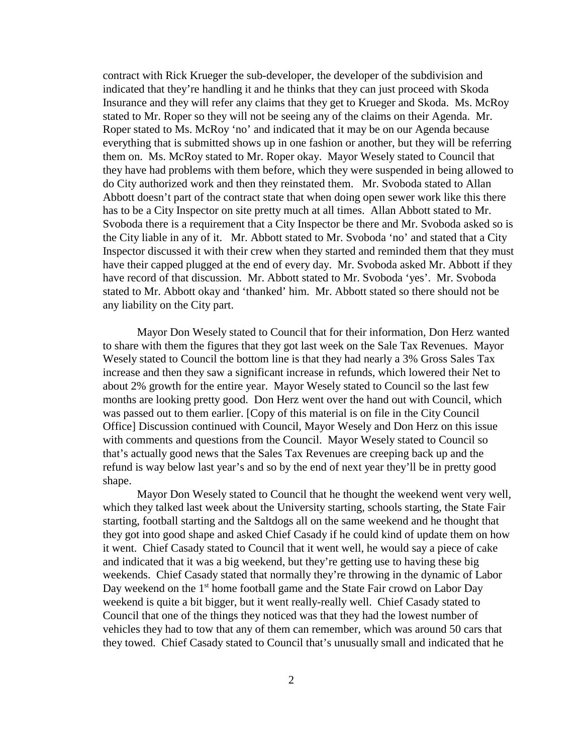contract with Rick Krueger the sub-developer, the developer of the subdivision and indicated that they're handling it and he thinks that they can just proceed with Skoda Insurance and they will refer any claims that they get to Krueger and Skoda. Ms. McRoy stated to Mr. Roper so they will not be seeing any of the claims on their Agenda. Mr. Roper stated to Ms. McRoy 'no' and indicated that it may be on our Agenda because everything that is submitted shows up in one fashion or another, but they will be referring them on. Ms. McRoy stated to Mr. Roper okay. Mayor Wesely stated to Council that they have had problems with them before, which they were suspended in being allowed to do City authorized work and then they reinstated them. Mr. Svoboda stated to Allan Abbott doesn't part of the contract state that when doing open sewer work like this there has to be a City Inspector on site pretty much at all times. Allan Abbott stated to Mr. Svoboda there is a requirement that a City Inspector be there and Mr. Svoboda asked so is the City liable in any of it. Mr. Abbott stated to Mr. Svoboda 'no' and stated that a City Inspector discussed it with their crew when they started and reminded them that they must have their capped plugged at the end of every day. Mr. Svoboda asked Mr. Abbott if they have record of that discussion. Mr. Abbott stated to Mr. Svoboda 'yes'. Mr. Svoboda stated to Mr. Abbott okay and 'thanked' him. Mr. Abbott stated so there should not be any liability on the City part.

Mayor Don Wesely stated to Council that for their information, Don Herz wanted to share with them the figures that they got last week on the Sale Tax Revenues. Mayor Wesely stated to Council the bottom line is that they had nearly a 3% Gross Sales Tax increase and then they saw a significant increase in refunds, which lowered their Net to about 2% growth for the entire year. Mayor Wesely stated to Council so the last few months are looking pretty good. Don Herz went over the hand out with Council, which was passed out to them earlier. [Copy of this material is on file in the City Council Office] Discussion continued with Council, Mayor Wesely and Don Herz on this issue with comments and questions from the Council. Mayor Wesely stated to Council so that's actually good news that the Sales Tax Revenues are creeping back up and the refund is way below last year's and so by the end of next year they'll be in pretty good shape.

Mayor Don Wesely stated to Council that he thought the weekend went very well, which they talked last week about the University starting, schools starting, the State Fair starting, football starting and the Saltdogs all on the same weekend and he thought that they got into good shape and asked Chief Casady if he could kind of update them on how it went. Chief Casady stated to Council that it went well, he would say a piece of cake and indicated that it was a big weekend, but they're getting use to having these big weekends. Chief Casady stated that normally they're throwing in the dynamic of Labor Day weekend on the 1st home football game and the State Fair crowd on Labor Day weekend is quite a bit bigger, but it went really-really well. Chief Casady stated to Council that one of the things they noticed was that they had the lowest number of vehicles they had to tow that any of them can remember, which was around 50 cars that they towed. Chief Casady stated to Council that's unusually small and indicated that he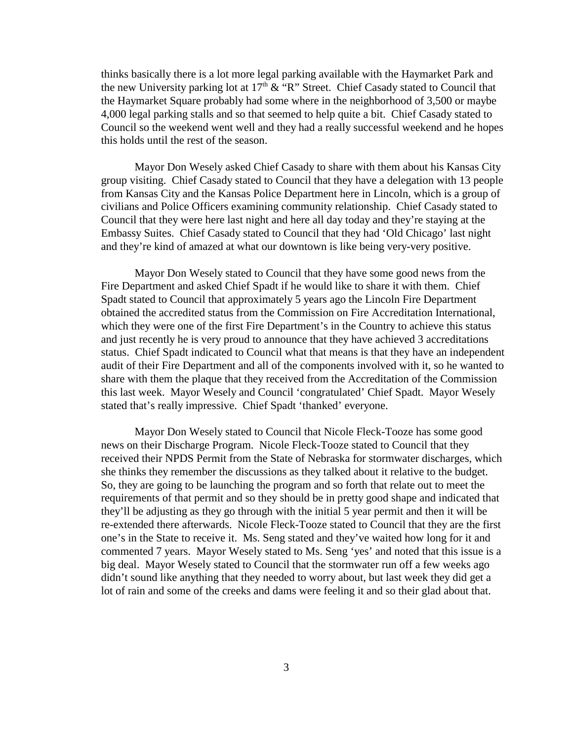thinks basically there is a lot more legal parking available with the Haymarket Park and the new University parking lot at 17th & "R" Street. Chief Casady stated to Council that the Haymarket Square probably had some where in the neighborhood of 3,500 or maybe 4,000 legal parking stalls and so that seemed to help quite a bit. Chief Casady stated to Council so the weekend went well and they had a really successful weekend and he hopes this holds until the rest of the season.

Mayor Don Wesely asked Chief Casady to share with them about his Kansas City group visiting. Chief Casady stated to Council that they have a delegation with 13 people from Kansas City and the Kansas Police Department here in Lincoln, which is a group of civilians and Police Officers examining community relationship. Chief Casady stated to Council that they were here last night and here all day today and they're staying at the Embassy Suites. Chief Casady stated to Council that they had 'Old Chicago' last night and they're kind of amazed at what our downtown is like being very-very positive.

Mayor Don Wesely stated to Council that they have some good news from the Fire Department and asked Chief Spadt if he would like to share it with them. Chief Spadt stated to Council that approximately 5 years ago the Lincoln Fire Department obtained the accredited status from the Commission on Fire Accreditation International, which they were one of the first Fire Department's in the Country to achieve this status and just recently he is very proud to announce that they have achieved 3 accreditations status. Chief Spadt indicated to Council what that means is that they have an independent audit of their Fire Department and all of the components involved with it, so he wanted to share with them the plaque that they received from the Accreditation of the Commission this last week. Mayor Wesely and Council 'congratulated' Chief Spadt. Mayor Wesely stated that's really impressive. Chief Spadt 'thanked' everyone.

Mayor Don Wesely stated to Council that Nicole Fleck-Tooze has some good news on their Discharge Program. Nicole Fleck-Tooze stated to Council that they received their NPDS Permit from the State of Nebraska for stormwater discharges, which she thinks they remember the discussions as they talked about it relative to the budget. So, they are going to be launching the program and so forth that relate out to meet the requirements of that permit and so they should be in pretty good shape and indicated that they'll be adjusting as they go through with the initial 5 year permit and then it will be re-extended there afterwards. Nicole Fleck-Tooze stated to Council that they are the first one's in the State to receive it. Ms. Seng stated and they've waited how long for it and commented 7 years. Mayor Wesely stated to Ms. Seng 'yes' and noted that this issue is a big deal. Mayor Wesely stated to Council that the stormwater run off a few weeks ago didn't sound like anything that they needed to worry about, but last week they did get a lot of rain and some of the creeks and dams were feeling it and so their glad about that.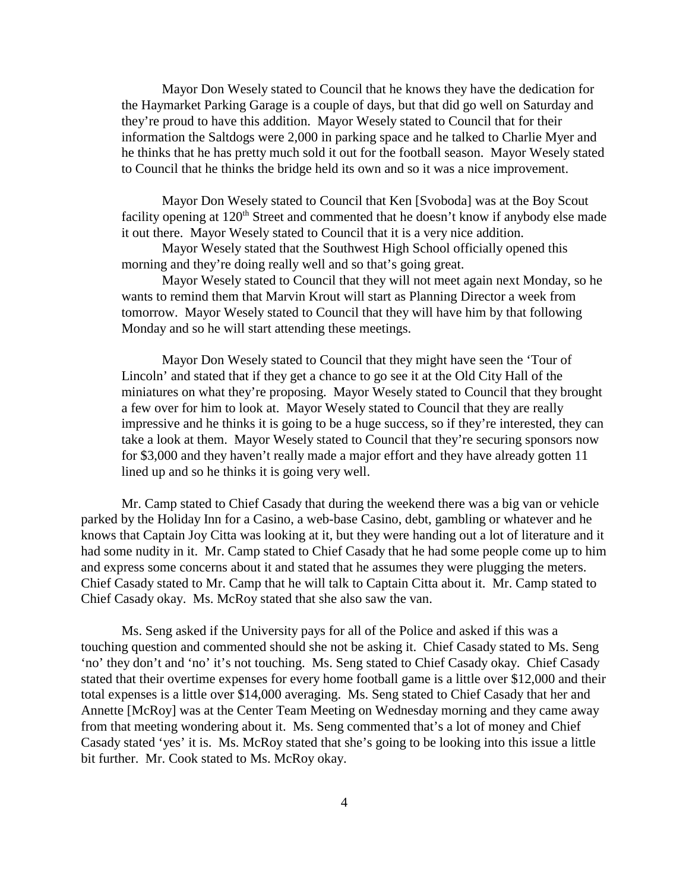Mayor Don Wesely stated to Council that he knows they have the dedication for the Haymarket Parking Garage is a couple of days, but that did go well on Saturday and they're proud to have this addition. Mayor Wesely stated to Council that for their information the Saltdogs were 2,000 in parking space and he talked to Charlie Myer and he thinks that he has pretty much sold it out for the football season. Mayor Wesely stated to Council that he thinks the bridge held its own and so it was a nice improvement.

Mayor Don Wesely stated to Council that Ken [Svoboda] was at the Boy Scout facility opening at 120th Street and commented that he doesn't know if anybody else made it out there. Mayor Wesely stated to Council that it is a very nice addition.

Mayor Wesely stated that the Southwest High School officially opened this morning and they're doing really well and so that's going great.

Mayor Wesely stated to Council that they will not meet again next Monday, so he wants to remind them that Marvin Krout will start as Planning Director a week from tomorrow. Mayor Wesely stated to Council that they will have him by that following Monday and so he will start attending these meetings.

Mayor Don Wesely stated to Council that they might have seen the 'Tour of Lincoln' and stated that if they get a chance to go see it at the Old City Hall of the miniatures on what they're proposing. Mayor Wesely stated to Council that they brought a few over for him to look at. Mayor Wesely stated to Council that they are really impressive and he thinks it is going to be a huge success, so if they're interested, they can take a look at them. Mayor Wesely stated to Council that they're securing sponsors now for $3,000 and they haven't really made a major effort and they have already gotten 11 lined up and so he thinks it is going very well.

Mr. Camp stated to Chief Casady that during the weekend there was a big van or vehicle parked by the Holiday Inn for a Casino, a web-base Casino, debt, gambling or whatever and he knows that Captain Joy Citta was looking at it, but they were handing out a lot of literature and it had some nudity in it. Mr. Camp stated to Chief Casady that he had some people come up to him and express some concerns about it and stated that he assumes they were plugging the meters. Chief Casady stated to Mr. Camp that he will talk to Captain Citta about it. Mr. Camp stated to Chief Casady okay. Ms. McRoy stated that she also saw the van.

Ms. Seng asked if the University pays for all of the Police and asked if this was a touching question and commented should she not be asking it. Chief Casady stated to Ms. Seng 'no' they don't and 'no' it's not touching. Ms. Seng stated to Chief Casady okay. Chief Casady stated that their overtime expenses for every home football game is a little over $12,000 and their total expenses is a little over $14,000 averaging. Ms. Seng stated to Chief Casady that her and Annette [McRoy] was at the Center Team Meeting on Wednesday morning and they came away from that meeting wondering about it. Ms. Seng commented that's a lot of money and Chief Casady stated 'yes' it is. Ms. McRoy stated that she's going to be looking into this issue a little bit further. Mr. Cook stated to Ms. McRoy okay.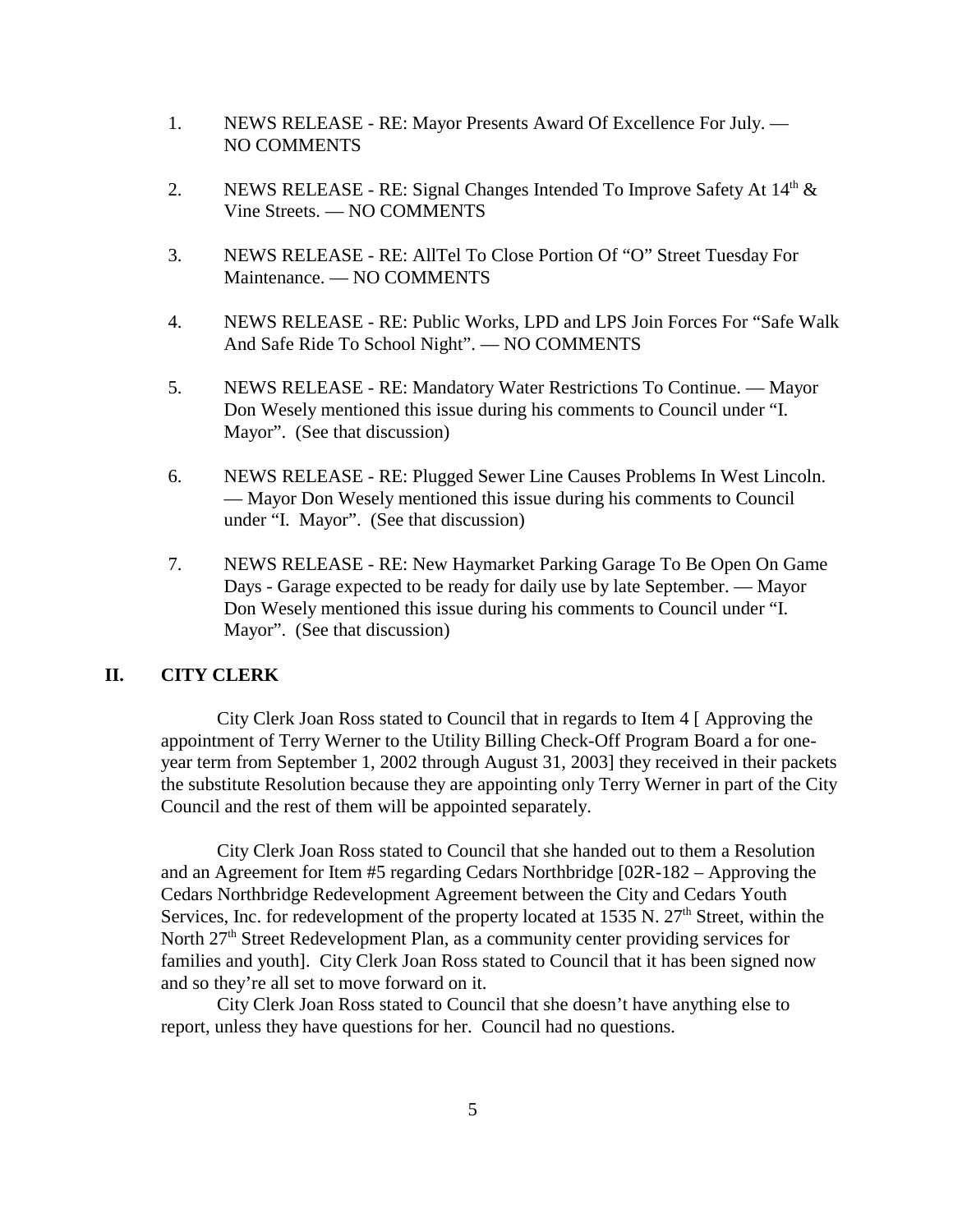1. NEWS RELEASE - RE: Mayor Presents Award Of Excellence For July. — NO COMMENTS

2. NEWS RELEASE - RE: Signal Changes Intended To Improve Safety At 14th & Vine Streets. — NO COMMENTS

3. NEWS RELEASE - RE: AllTel To Close Portion Of "O" Street Tuesday For Maintenance. — NO COMMENTS

4. NEWS RELEASE - RE: Public Works, LPD and LPS Join Forces For "Safe Walk And Safe Ride To School Night". — NO COMMENTS

5. NEWS RELEASE - RE: Mandatory Water Restrictions To Continue. — Mayor Don Wesely mentioned this issue during his comments to Council under "I. Mayor". (See that discussion)

6. NEWS RELEASE - RE: Plugged Sewer Line Causes Problems In West Lincoln. — Mayor Don Wesely mentioned this issue during his comments to Council under "I. Mayor". (See that discussion)

7. NEWS RELEASE - RE: New Haymarket Parking Garage To Be Open On Game Days - Garage expected to be ready for daily use by late September. — Mayor Don Wesely mentioned this issue during his comments to Council under "I. Mayor". (See that discussion)

## II. CITY CLERK

City Clerk Joan Ross stated to Council that in regards to Item 4 [ Approving the appointment of Terry Werner to the Utility Billing Check-Off Program Board a for one-year term from September 1, 2002 through August 31, 2003] they received in their packets the substitute Resolution because they are appointing only Terry Werner in part of the City Council and the rest of them will be appointed separately.

City Clerk Joan Ross stated to Council that she handed out to them a Resolution and an Agreement for Item #5 regarding Cedars Northbridge [02R-182 – Approving the Cedars Northbridge Redevelopment Agreement between the City and Cedars Youth Services, Inc. for redevelopment of the property located at 1535 N. 27th Street, within the North 27th Street Redevelopment Plan, as a community center providing services for families and youth]. City Clerk Joan Ross stated to Council that it has been signed now and so they're all set to move forward on it.

City Clerk Joan Ross stated to Council that she doesn't have anything else to report, unless they have questions for her. Council had no questions.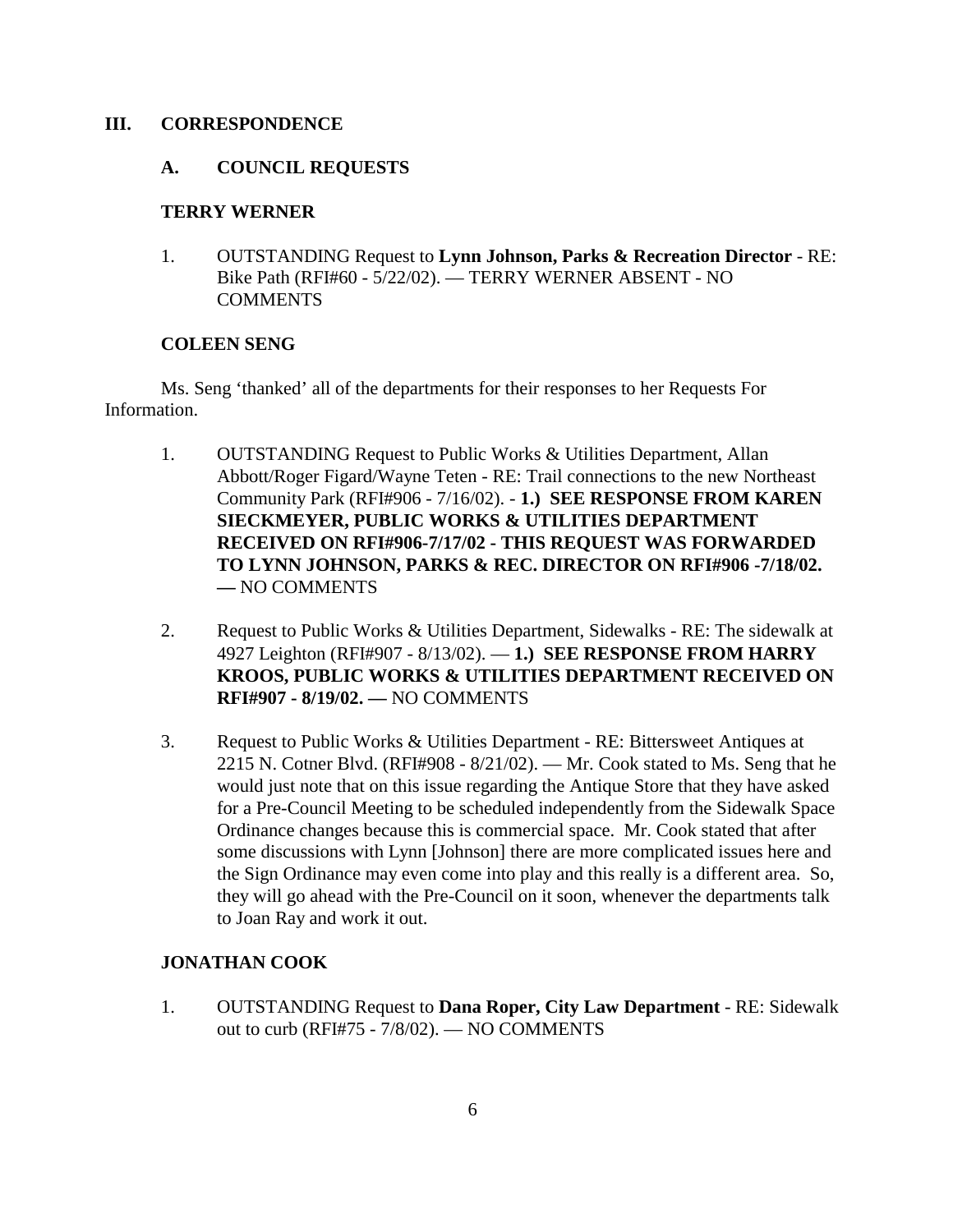## III. CORRESPONDENCE

### A. COUNCIL REQUESTS

**TERRY WERNER**

1. OUTSTANDING Request to **Lynn Johnson, Parks & Recreation Director** - RE: Bike Path (RFI#60 - 5/22/02). — TERRY WERNER ABSENT - NO COMMENTS

**COLEEN SENG**

Ms. Seng 'thanked' all of the departments for their responses to her Requests For Information.

1. OUTSTANDING Request to Public Works & Utilities Department, Allan Abbott/Roger Figard/Wayne Teten - RE: Trail connections to the new Northeast Community Park (RFI#906 - 7/16/02). - **1.) SEE RESPONSE FROM KAREN SIECKMEYER, PUBLIC WORKS & UTILITIES DEPARTMENT RECEIVED ON RFI#906-7/17/02 - THIS REQUEST WAS FORWARDED TO LYNN JOHNSON, PARKS & REC. DIRECTOR ON RFI#906 -7/18/02. —** NO COMMENTS

2. Request to Public Works & Utilities Department, Sidewalks - RE: The sidewalk at 4927 Leighton (RFI#907 - 8/13/02). — **1.) SEE RESPONSE FROM HARRY KROOS, PUBLIC WORKS & UTILITIES DEPARTMENT RECEIVED ON RFI#907 - 8/19/02. —** NO COMMENTS

3. Request to Public Works & Utilities Department - RE: Bittersweet Antiques at 2215 N. Cotner Blvd. (RFI#908 - 8/21/02). — Mr. Cook stated to Ms. Seng that he would just note that on this issue regarding the Antique Store that they have asked for a Pre-Council Meeting to be scheduled independently from the Sidewalk Space Ordinance changes because this is commercial space. Mr. Cook stated that after some discussions with Lynn [Johnson] there are more complicated issues here and the Sign Ordinance may even come into play and this really is a different area. So, they will go ahead with the Pre-Council on it soon, whenever the departments talk to Joan Ray and work it out.

**JONATHAN COOK**

1. OUTSTANDING Request to **Dana Roper, City Law Department** - RE: Sidewalk out to curb (RFI#75 - 7/8/02). — NO COMMENTS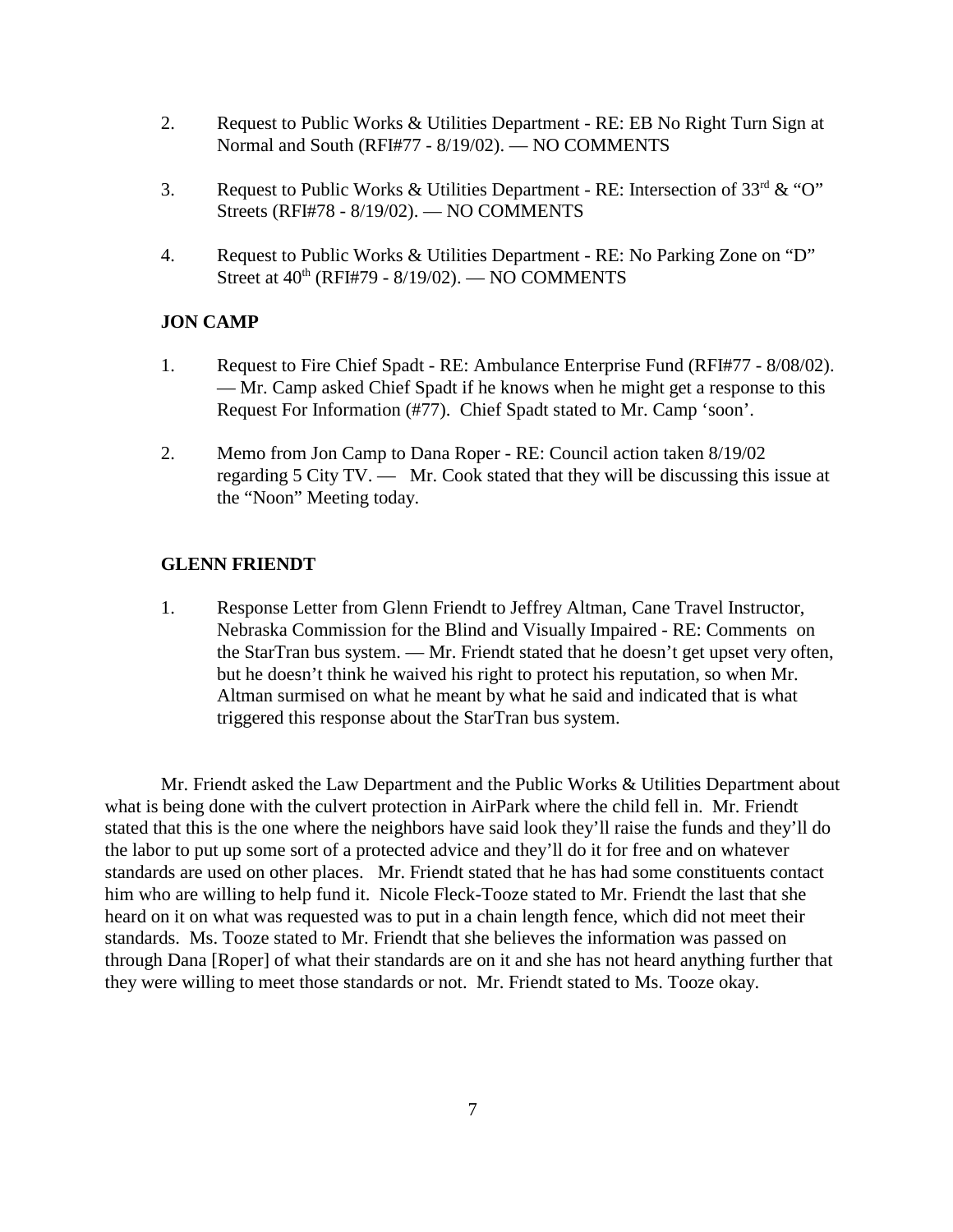2. Request to Public Works & Utilities Department - RE: EB No Right Turn Sign at Normal and South (RFI#77 - 8/19/02). — NO COMMENTS

3. Request to Public Works & Utilities Department - RE: Intersection of 33rd & "O" Streets (RFI#78 - 8/19/02). — NO COMMENTS

4. Request to Public Works & Utilities Department - RE: No Parking Zone on "D" Street at 40th (RFI#79 - 8/19/02). — NO COMMENTS

**JON CAMP**

1. Request to Fire Chief Spadt - RE: Ambulance Enterprise Fund (RFI#77 - 8/08/02). — Mr. Camp asked Chief Spadt if he knows when he might get a response to this Request For Information (#77). Chief Spadt stated to Mr. Camp 'soon'.

2. Memo from Jon Camp to Dana Roper - RE: Council action taken 8/19/02 regarding 5 City TV. — Mr. Cook stated that they will be discussing this issue at the "Noon" Meeting today.

**GLENN FRIENDT**

1. Response Letter from Glenn Friendt to Jeffrey Altman, Cane Travel Instructor, Nebraska Commission for the Blind and Visually Impaired - RE: Comments on the StarTran bus system. — Mr. Friendt stated that he doesn't get upset very often, but he doesn't think he waived his right to protect his reputation, so when Mr. Altman surmised on what he meant by what he said and indicated that is what triggered this response about the StarTran bus system.

Mr. Friendt asked the Law Department and the Public Works & Utilities Department about what is being done with the culvert protection in AirPark where the child fell in. Mr. Friendt stated that this is the one where the neighbors have said look they'll raise the funds and they'll do the labor to put up some sort of a protected advice and they'll do it for free and on whatever standards are used on other places. Mr. Friendt stated that he has had some constituents contact him who are willing to help fund it. Nicole Fleck-Tooze stated to Mr. Friendt the last that she heard on it on what was requested was to put in a chain length fence, which did not meet their standards. Ms. Tooze stated to Mr. Friendt that she believes the information was passed on through Dana [Roper] of what their standards are on it and she has not heard anything further that they were willing to meet those standards or not. Mr. Friendt stated to Ms. Tooze okay.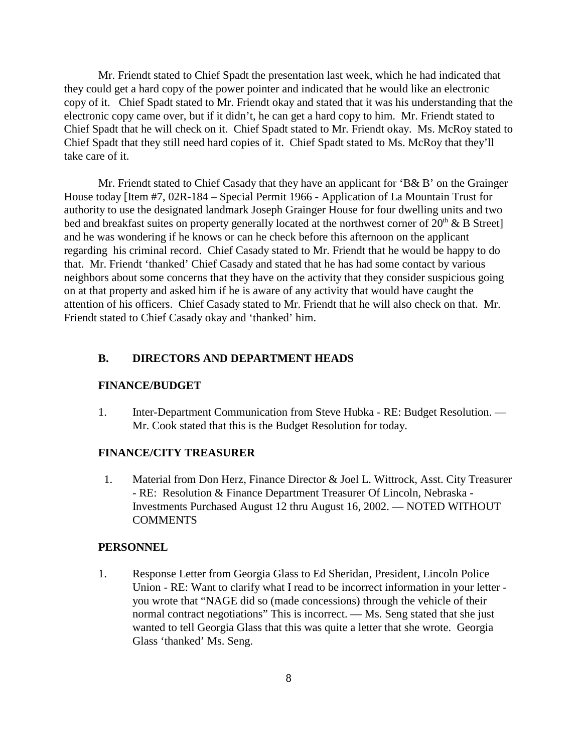Mr. Friendt stated to Chief Spadt the presentation last week, which he had indicated that they could get a hard copy of the power pointer and indicated that he would like an electronic copy of it. Chief Spadt stated to Mr. Friendt okay and stated that it was his understanding that the electronic copy came over, but if it didn't, he can get a hard copy to him. Mr. Friendt stated to Chief Spadt that he will check on it. Chief Spadt stated to Mr. Friendt okay. Ms. McRoy stated to Chief Spadt that they still need hard copies of it. Chief Spadt stated to Ms. McRoy that they'll take care of it.

Mr. Friendt stated to Chief Casady that they have an applicant for 'B& B' on the Grainger House today [Item #7, 02R-184 – Special Permit 1966 - Application of La Mountain Trust for authority to use the designated landmark Joseph Grainger House for four dwelling units and two bed and breakfast suites on property generally located at the northwest corner of 20th & B Street] and he was wondering if he knows or can he check before this afternoon on the applicant regarding his criminal record. Chief Casady stated to Mr. Friendt that he would be happy to do that. Mr. Friendt 'thanked' Chief Casady and stated that he has had some contact by various neighbors about some concerns that they have on the activity that they consider suspicious going on at that property and asked him if he is aware of any activity that would have caught the attention of his officers. Chief Casady stated to Mr. Friendt that he will also check on that. Mr. Friendt stated to Chief Casady okay and 'thanked' him.

## B. DIRECTORS AND DEPARTMENT HEADS

### FINANCE/BUDGET

1. Inter-Department Communication from Steve Hubka - RE: Budget Resolution. — Mr. Cook stated that this is the Budget Resolution for today.

### FINANCE/CITY TREASURER

1. Material from Don Herz, Finance Director & Joel L. Wittrock, Asst. City Treasurer - RE: Resolution & Finance Department Treasurer Of Lincoln, Nebraska - Investments Purchased August 12 thru August 16, 2002. — NOTED WITHOUT COMMENTS

### PERSONNEL

1. Response Letter from Georgia Glass to Ed Sheridan, President, Lincoln Police Union - RE: Want to clarify what I read to be incorrect information in your letter - you wrote that "NAGE did so (made concessions) through the vehicle of their normal contract negotiations" This is incorrect. — Ms. Seng stated that she just wanted to tell Georgia Glass that this was quite a letter that she wrote. Georgia Glass 'thanked' Ms. Seng.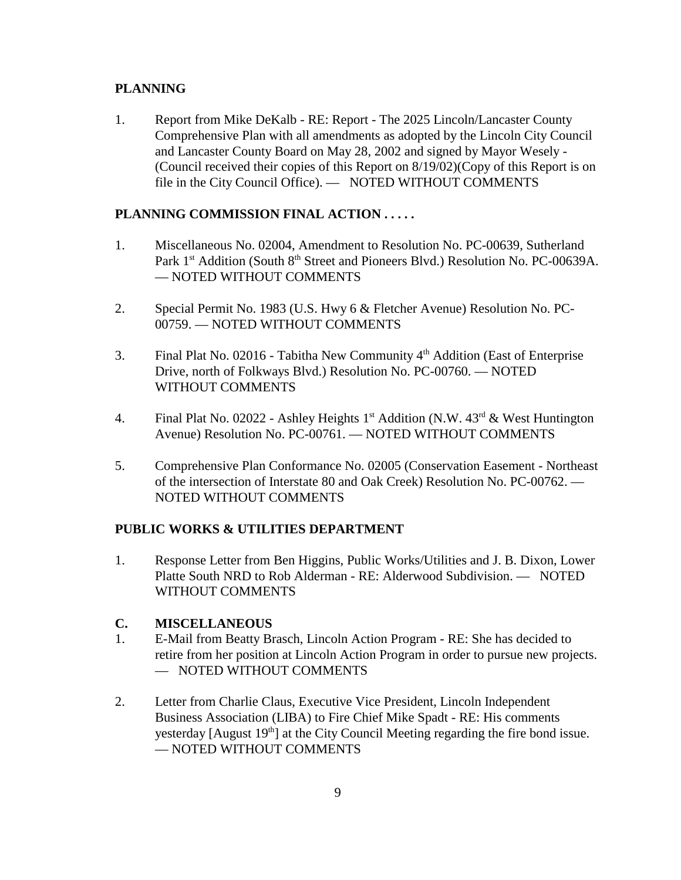**PLANNING**

1. Report from Mike DeKalb - RE: Report - The 2025 Lincoln/Lancaster County Comprehensive Plan with all amendments as adopted by the Lincoln City Council and Lancaster County Board on May 28, 2002 and signed by Mayor Wesely - (Council received their copies of this Report on 8/19/02)(Copy of this Report is on file in the City Council Office). — NOTED WITHOUT COMMENTS

**PLANNING COMMISSION FINAL ACTION . . . . .**

1. Miscellaneous No. 02004, Amendment to Resolution No. PC-00639, Sutherland Park 1st Addition (South 8th Street and Pioneers Blvd.) Resolution No. PC-00639A. — NOTED WITHOUT COMMENTS

2. Special Permit No. 1983 (U.S. Hwy 6 & Fletcher Avenue) Resolution No. PC-00759. — NOTED WITHOUT COMMENTS

3. Final Plat No. 02016 - Tabitha New Community 4th Addition (East of Enterprise Drive, north of Folkways Blvd.) Resolution No. PC-00760. — NOTED WITHOUT COMMENTS

4. Final Plat No. 02022 - Ashley Heights 1st Addition (N.W. 43rd & West Huntington Avenue) Resolution No. PC-00761. — NOTED WITHOUT COMMENTS

5. Comprehensive Plan Conformance No. 02005 (Conservation Easement - Northeast of the intersection of Interstate 80 and Oak Creek) Resolution No. PC-00762. — NOTED WITHOUT COMMENTS

**PUBLIC WORKS & UTILITIES DEPARTMENT**

1. Response Letter from Ben Higgins, Public Works/Utilities and J. B. Dixon, Lower Platte South NRD to Rob Alderman - RE: Alderwood Subdivision. — NOTED WITHOUT COMMENTS

**C. MISCELLANEOUS**

1. E-Mail from Beatty Brasch, Lincoln Action Program - RE: She has decided to retire from her position at Lincoln Action Program in order to pursue new projects. — NOTED WITHOUT COMMENTS

2. Letter from Charlie Claus, Executive Vice President, Lincoln Independent Business Association (LIBA) to Fire Chief Mike Spadt - RE: His comments yesterday [August 19th] at the City Council Meeting regarding the fire bond issue. — NOTED WITHOUT COMMENTS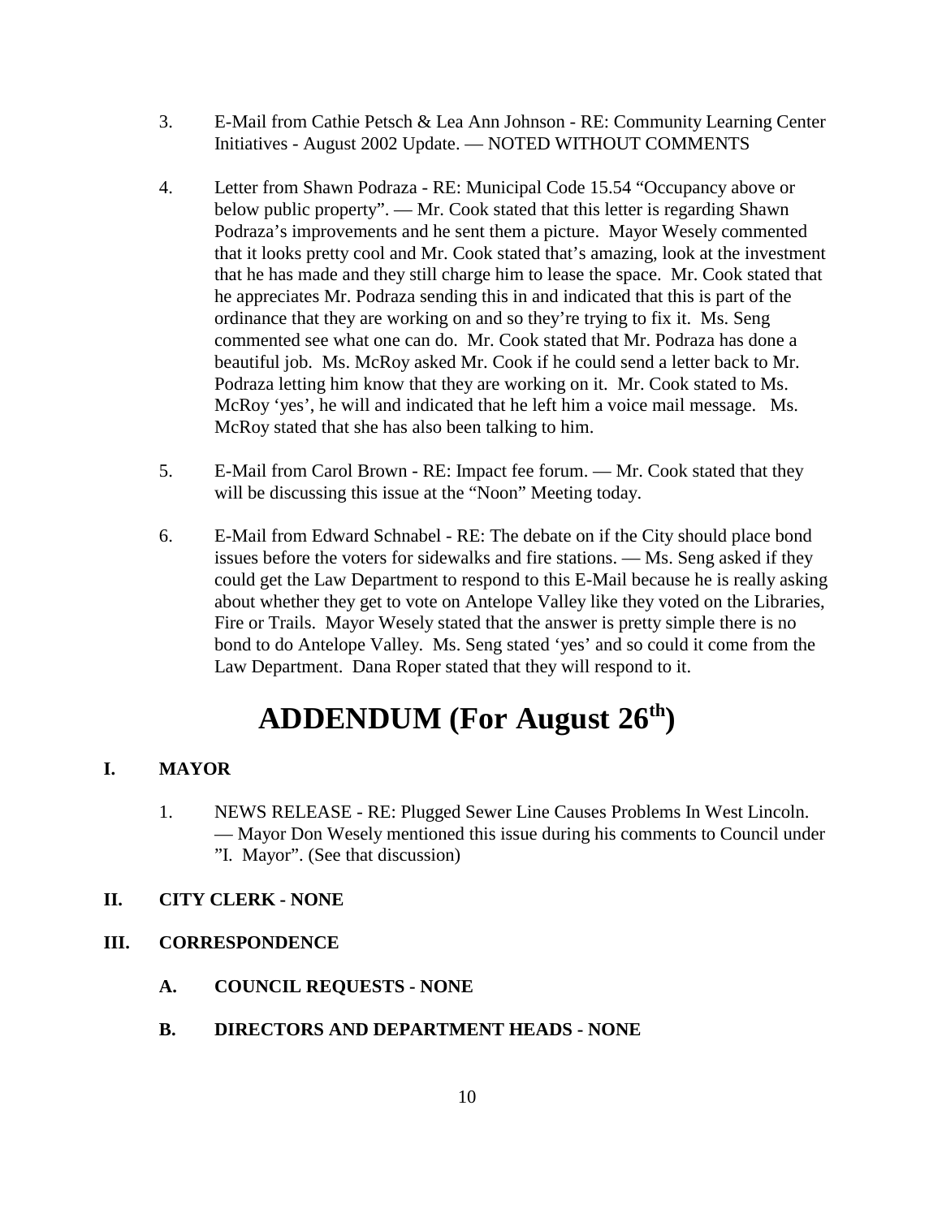3. E-Mail from Cathie Petsch & Lea Ann Johnson - RE: Community Learning Center Initiatives - August 2002 Update. — NOTED WITHOUT COMMENTS

4. Letter from Shawn Podraza - RE: Municipal Code 15.54 "Occupancy above or below public property". — Mr. Cook stated that this letter is regarding Shawn Podraza's improvements and he sent them a picture. Mayor Wesely commented that it looks pretty cool and Mr. Cook stated that's amazing, look at the investment that he has made and they still charge him to lease the space. Mr. Cook stated that he appreciates Mr. Podraza sending this in and indicated that this is part of the ordinance that they are working on and so they're trying to fix it. Ms. Seng commented see what one can do. Mr. Cook stated that Mr. Podraza has done a beautiful job. Ms. McRoy asked Mr. Cook if he could send a letter back to Mr. Podraza letting him know that they are working on it. Mr. Cook stated to Ms. McRoy 'yes', he will and indicated that he left him a voice mail message. Ms. McRoy stated that she has also been talking to him.

5. E-Mail from Carol Brown - RE: Impact fee forum. — Mr. Cook stated that they will be discussing this issue at the "Noon" Meeting today.

6. E-Mail from Edward Schnabel - RE: The debate on if the City should place bond issues before the voters for sidewalks and fire stations. — Ms. Seng asked if they could get the Law Department to respond to this E-Mail because he is really asking about whether they get to vote on Antelope Valley like they voted on the Libraries, Fire or Trails. Mayor Wesely stated that the answer is pretty simple there is no bond to do Antelope Valley. Ms. Seng stated 'yes' and so could it come from the Law Department. Dana Roper stated that they will respond to it.

# ADDENDUM (For August 26th)

## I. MAYOR

1. NEWS RELEASE - RE: Plugged Sewer Line Causes Problems In West Lincoln. — Mayor Don Wesely mentioned this issue during his comments to Council under "I. Mayor". (See that discussion)

## II. CITY CLERK - NONE

## III. CORRESPONDENCE

### A. COUNCIL REQUESTS - NONE

### B. DIRECTORS AND DEPARTMENT HEADS - NONE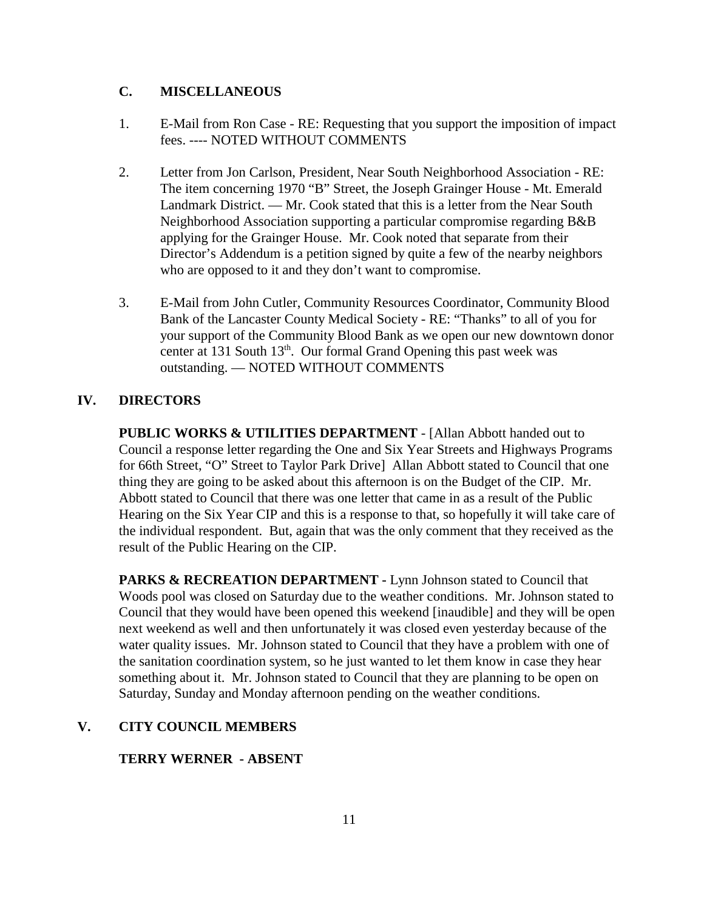### C. MISCELLANEOUS

1. E-Mail from Ron Case - RE: Requesting that you support the imposition of impact fees. ---- NOTED WITHOUT COMMENTS

2. Letter from Jon Carlson, President, Near South Neighborhood Association - RE: The item concerning 1970 "B" Street, the Joseph Grainger House - Mt. Emerald Landmark District. — Mr. Cook stated that this is a letter from the Near South Neighborhood Association supporting a particular compromise regarding B&B applying for the Grainger House. Mr. Cook noted that separate from their Director's Addendum is a petition signed by quite a few of the nearby neighbors who are opposed to it and they don't want to compromise.

3. E-Mail from John Cutler, Community Resources Coordinator, Community Blood Bank of the Lancaster County Medical Society - RE: "Thanks" to all of you for your support of the Community Blood Bank as we open our new downtown donor center at 131 South 13th. Our formal Grand Opening this past week was outstanding. — NOTED WITHOUT COMMENTS

## IV. DIRECTORS

**PUBLIC WORKS & UTILITIES DEPARTMENT** - [Allan Abbott handed out to Council a response letter regarding the One and Six Year Streets and Highways Programs for 66th Street, "O" Street to Taylor Park Drive] Allan Abbott stated to Council that one thing they are going to be asked about this afternoon is on the Budget of the CIP. Mr. Abbott stated to Council that there was one letter that came in as a result of the Public Hearing on the Six Year CIP and this is a response to that, so hopefully it will take care of the individual respondent. But, again that was the only comment that they received as the result of the Public Hearing on the CIP.

**PARKS & RECREATION DEPARTMENT -** Lynn Johnson stated to Council that Woods pool was closed on Saturday due to the weather conditions. Mr. Johnson stated to Council that they would have been opened this weekend [inaudible] and they will be open next weekend as well and then unfortunately it was closed even yesterday because of the water quality issues. Mr. Johnson stated to Council that they have a problem with one of the sanitation coordination system, so he just wanted to let them know in case they hear something about it. Mr. Johnson stated to Council that they are planning to be open on Saturday, Sunday and Monday afternoon pending on the weather conditions.

## V. CITY COUNCIL MEMBERS

**TERRY WERNER - ABSENT**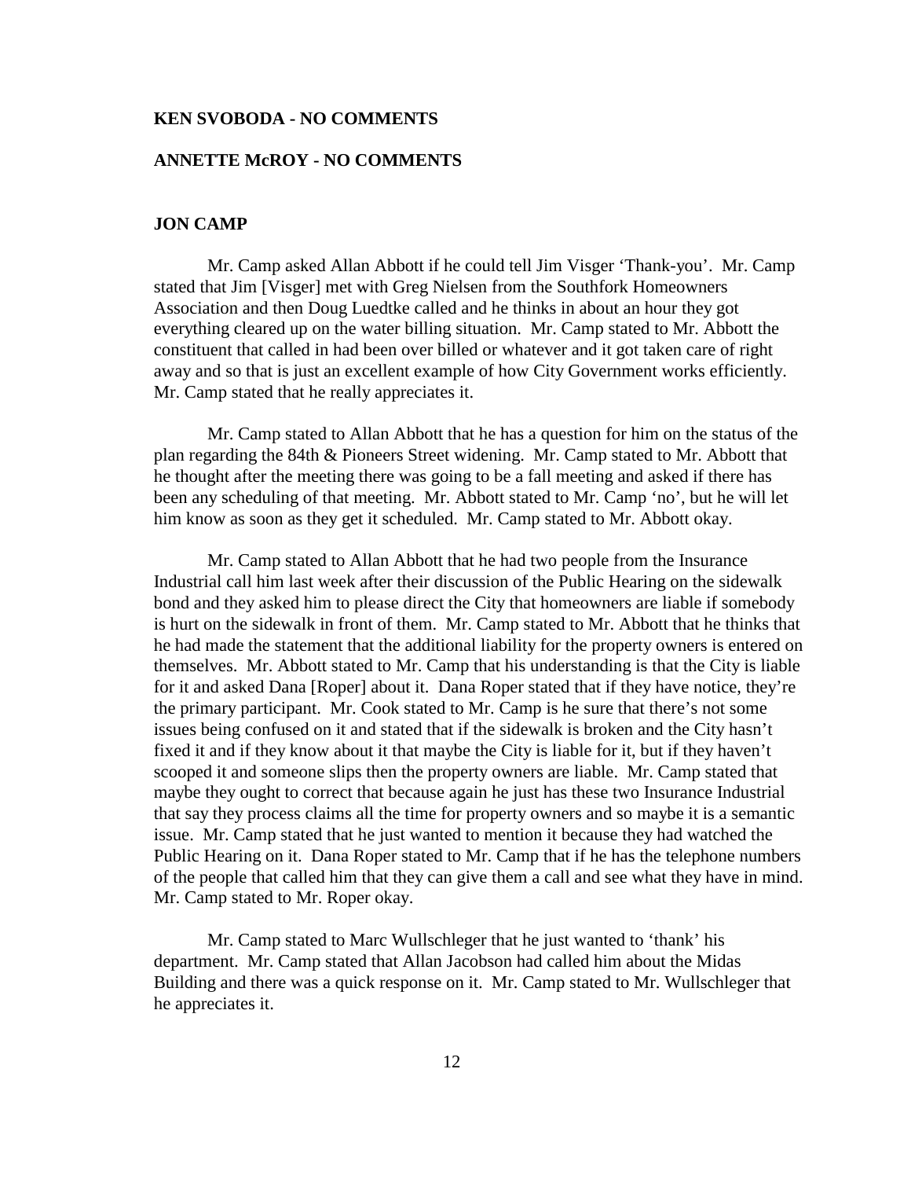**KEN SVOBODA - NO COMMENTS**

**ANNETTE McROY - NO COMMENTS**

**JON CAMP**

Mr. Camp asked Allan Abbott if he could tell Jim Visger 'Thank-you'. Mr. Camp stated that Jim [Visger] met with Greg Nielsen from the Southfork Homeowners Association and then Doug Luedtke called and he thinks in about an hour they got everything cleared up on the water billing situation. Mr. Camp stated to Mr. Abbott the constituent that called in had been over billed or whatever and it got taken care of right away and so that is just an excellent example of how City Government works efficiently. Mr. Camp stated that he really appreciates it.

Mr. Camp stated to Allan Abbott that he has a question for him on the status of the plan regarding the 84th & Pioneers Street widening. Mr. Camp stated to Mr. Abbott that he thought after the meeting there was going to be a fall meeting and asked if there has been any scheduling of that meeting. Mr. Abbott stated to Mr. Camp 'no', but he will let him know as soon as they get it scheduled. Mr. Camp stated to Mr. Abbott okay.

Mr. Camp stated to Allan Abbott that he had two people from the Insurance Industrial call him last week after their discussion of the Public Hearing on the sidewalk bond and they asked him to please direct the City that homeowners are liable if somebody is hurt on the sidewalk in front of them. Mr. Camp stated to Mr. Abbott that he thinks that he had made the statement that the additional liability for the property owners is entered on themselves. Mr. Abbott stated to Mr. Camp that his understanding is that the City is liable for it and asked Dana [Roper] about it. Dana Roper stated that if they have notice, they're the primary participant. Mr. Cook stated to Mr. Camp is he sure that there's not some issues being confused on it and stated that if the sidewalk is broken and the City hasn't fixed it and if they know about it that maybe the City is liable for it, but if they haven't scooped it and someone slips then the property owners are liable. Mr. Camp stated that maybe they ought to correct that because again he just has these two Insurance Industrial that say they process claims all the time for property owners and so maybe it is a semantic issue. Mr. Camp stated that he just wanted to mention it because they had watched the Public Hearing on it. Dana Roper stated to Mr. Camp that if he has the telephone numbers of the people that called him that they can give them a call and see what they have in mind. Mr. Camp stated to Mr. Roper okay.

Mr. Camp stated to Marc Wullschleger that he just wanted to 'thank' his department. Mr. Camp stated that Allan Jacobson had called him about the Midas Building and there was a quick response on it. Mr. Camp stated to Mr. Wullschleger that he appreciates it.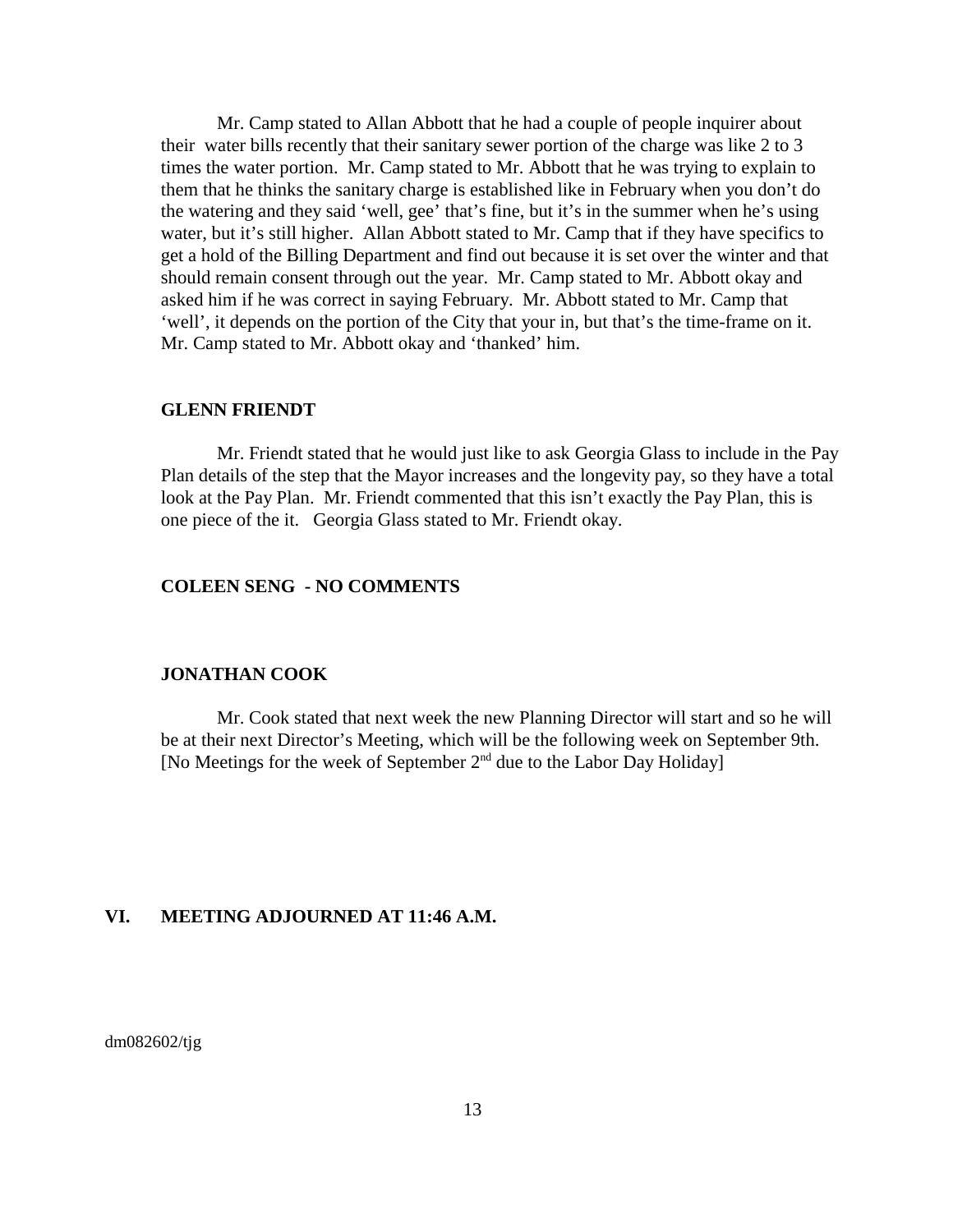Mr. Camp stated to Allan Abbott that he had a couple of people inquirer about their water bills recently that their sanitary sewer portion of the charge was like 2 to 3 times the water portion. Mr. Camp stated to Mr. Abbott that he was trying to explain to them that he thinks the sanitary charge is established like in February when you don't do the watering and they said 'well, gee' that's fine, but it's in the summer when he's using water, but it's still higher. Allan Abbott stated to Mr. Camp that if they have specifics to get a hold of the Billing Department and find out because it is set over the winter and that should remain consent through out the year. Mr. Camp stated to Mr. Abbott okay and asked him if he was correct in saying February. Mr. Abbott stated to Mr. Camp that 'well', it depends on the portion of the City that your in, but that's the time-frame on it. Mr. Camp stated to Mr. Abbott okay and 'thanked' him.

**GLENN FRIENDT**

Mr. Friendt stated that he would just like to ask Georgia Glass to include in the Pay Plan details of the step that the Mayor increases and the longevity pay, so they have a total look at the Pay Plan. Mr. Friendt commented that this isn't exactly the Pay Plan, this is one piece of the it. Georgia Glass stated to Mr. Friendt okay.

**COLEEN SENG - NO COMMENTS**

**JONATHAN COOK**

Mr. Cook stated that next week the new Planning Director will start and so he will be at their next Director's Meeting, which will be the following week on September 9th. [No Meetings for the week of September 2nd due to the Labor Day Holiday]

## VI. MEETING ADJOURNED AT 11:46 A.M.

dm082602/tjg